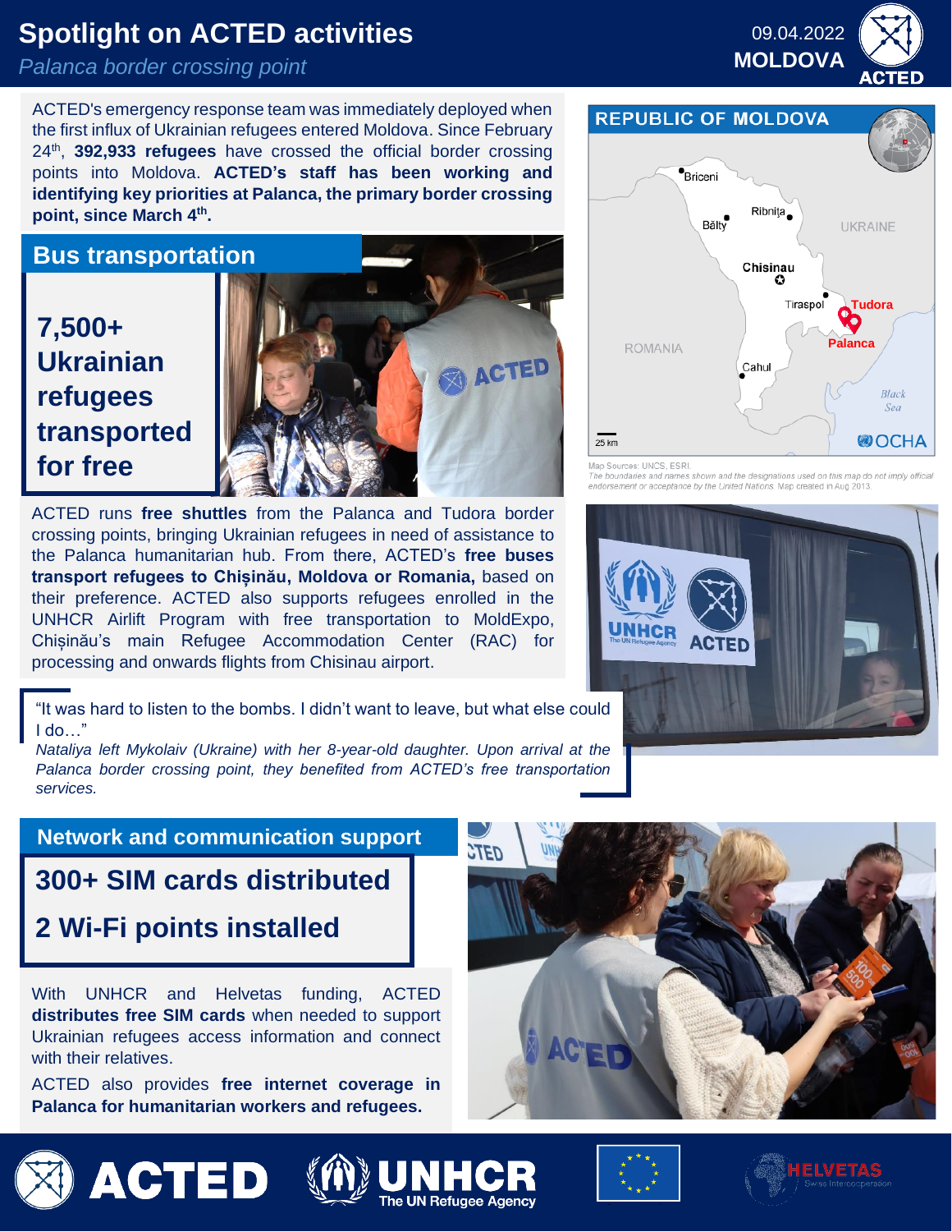# Spotlight on ACTED activities

*Palanca border crossing point*

09.04.2022
**MOLDOVA**

ACTED's emergency response team was immediately deployed when the first influx of Ukrainian refugees entered Moldova. Since February 24th, **392,933 refugees** have crossed the official border crossing points into Moldova. **ACTED's staff has been working and identifying key priorities at Palanca, the primary border crossing point, since March 4th.**

## Bus transportation

**7,500+ Ukrainian refugees transported for free**

ACTED runs **free shuttles** from the Palanca and Tudora border crossing points, bringing Ukrainian refugees in need of assistance to the Palanca humanitarian hub. From there, ACTED's **free buses transport refugees to Chișinău, Moldova or Romania,** based on their preference. ACTED also supports refugees enrolled in the UNHCR Airlift Program with free transportation to MoldExpo, Chișinău's main Refugee Accommodation Center (RAC) for processing and onwards flights from Chisinau airport.

"It was hard to listen to the bombs. I didn't want to leave, but what else could I do…"

*Nataliya left Mykolaiv (Ukraine) with her 8-year-old daughter. Upon arrival at the Palanca border crossing point, they benefited from ACTED's free transportation services.*

**REPUBLIC OF MOLDOVA**

Map Sources: UNCS, ESRI.
*The boundaries and names shown and the designations used on this map do not imply official endorsement or acceptance by the United Nations. Map created in Aug 2013.*

## Network and communication support

**300+ SIM cards distributed**

**2 Wi-Fi points installed**

With UNHCR and Helvetas funding, ACTED **distributes free SIM cards** when needed to support Ukrainian refugees access information and connect with their relatives.

ACTED also provides **free internet coverage in Palanca for humanitarian workers and refugees.**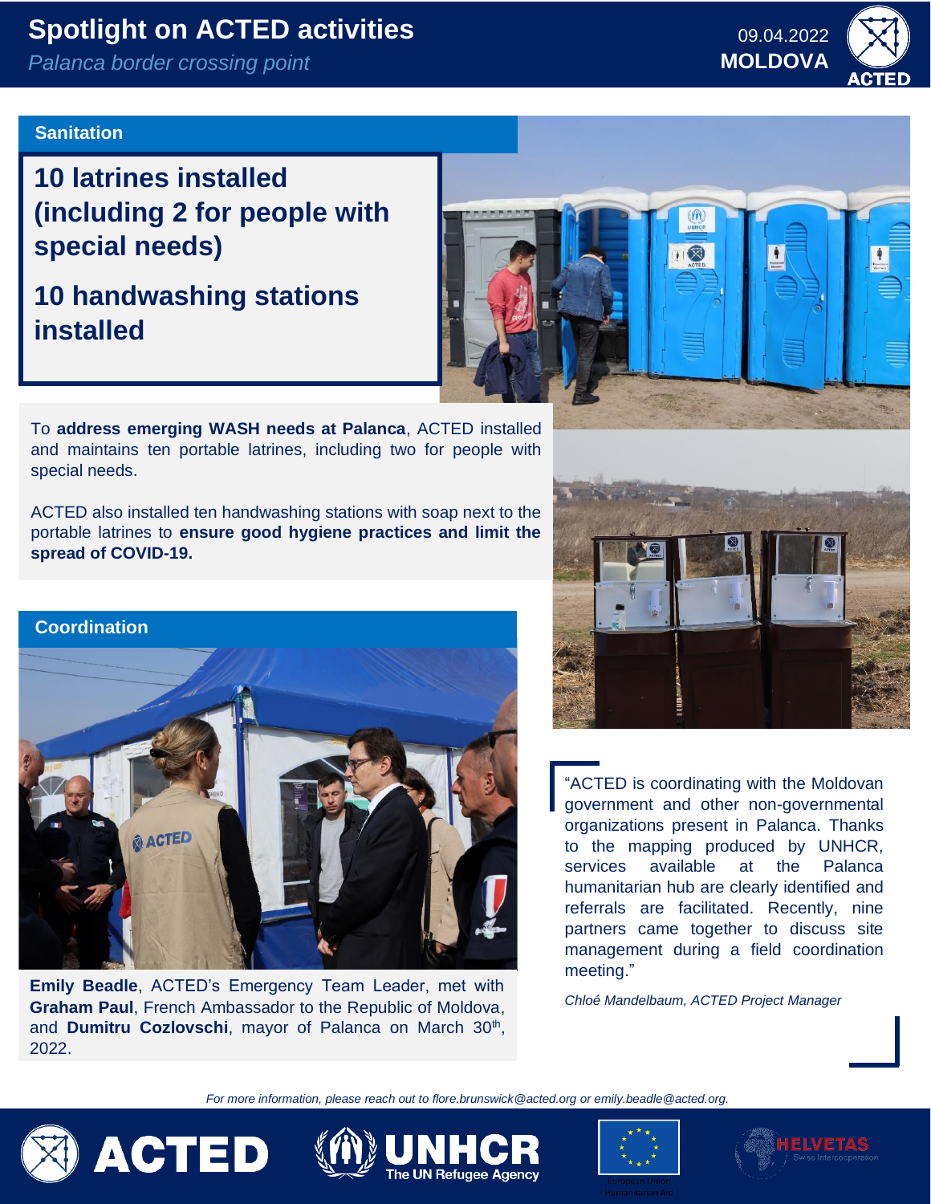# Spotlight on ACTED activities

*Palanca border crossing point*

09.04.2022
**MOLDOVA**

## Sanitation

**10 latrines installed (including 2 for people with special needs)**

**10 handwashing stations installed**

To **address emerging WASH needs at Palanca**, ACTED installed and maintains ten portable latrines, including two for people with special needs.

ACTED also installed ten handwashing stations with soap next to the portable latrines to **ensure good hygiene practices and limit the spread of COVID-19.**

## Coordination

**Emily Beadle**, ACTED's Emergency Team Leader, met with **Graham Paul**, French Ambassador to the Republic of Moldova, and **Dumitru Cozlovschi**, mayor of Palanca on March 30th, 2022.

"ACTED is coordinating with the Moldovan government and other non-governmental organizations present in Palanca. Thanks to the mapping produced by UNHCR, services available at the Palanca humanitarian hub are clearly identified and referrals are facilitated. Recently, nine partners came together to discuss site management during a field coordination meeting."

*Chloé Mandelbaum, ACTED Project Manager*

*For more information, please reach out to flore.brunswick@acted.org or emily.beadle@acted.org.*